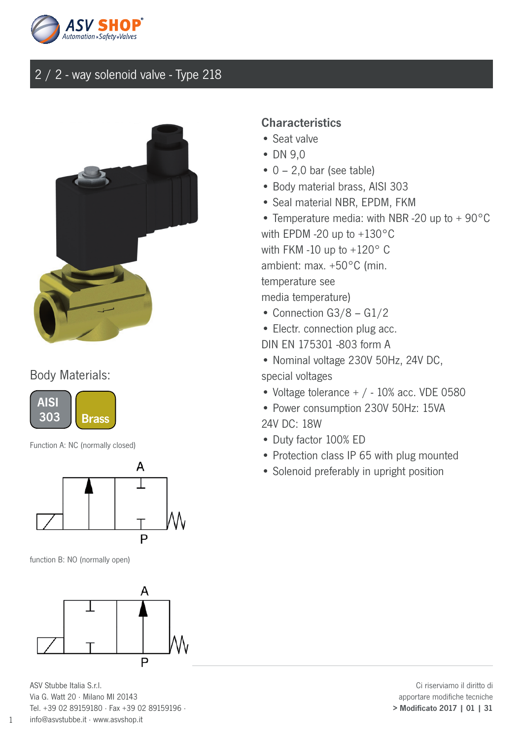# 2 / 2 - way solenoid valve - Type 218

Body Materials:

AISI 303 | Brass

Function A: NC (normally closed)

function B: NO (normally open)

## Characteristics

- Seat valve
- DN 9,0
- 0 – 2,0 bar (see table)
- Body material brass, AISI 303
- Seal material NBR, EPDM, FKM
- Temperature media: with NBR -20 up to + 90°C with EPDM -20 up to +130°C with FKM -10 up to +120° C ambient: max. +50°C (min. temperature see media temperature)
- Connection G3/8 – G1/2
- Electr. connection plug acc. DIN EN 175301 -803 form A
- Nominal voltage 230V 50Hz, 24V DC, special voltages
- Voltage tolerance + / - 10% acc. VDE 0580
- Power consumption 230V 50Hz: 15VA 24V DC: 18W
- Duty factor 100% ED
- Protection class IP 65 with plug mounted
- Solenoid preferably in upright position

ASV Stubbe Italia S.r.l.
Via G. Watt 20 · Milano MI 20143
Tel. +39 02 89159180 · Fax +39 02 89159196 ·
info@asvstubbe.it · www.asvshop.it

Ci riserviamo il diritto di apportare modifiche tecniche
**> Modificato 2017 | 01 | 31**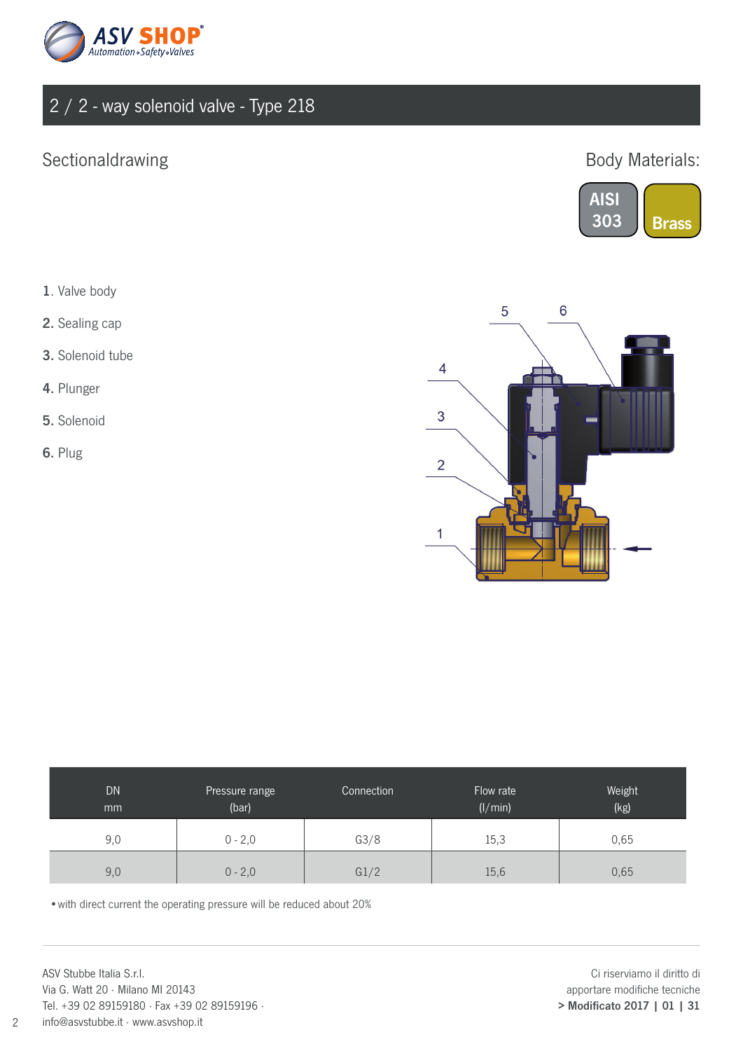# 2 / 2 - way solenoid valve - Type 218

## Sectionaldrawing

Body Materials:

AISI 303

Brass

1. Valve body
2. Sealing cap
3. Solenoid tube
4. Plunger
5. Solenoid
6. Plug

| DN mm | Pressure range (bar) | Connection | Flow rate (l/min) | Weight (kg) |
|---|---|---|---|---|
| 9,0 | 0 - 2,0 | G3/8 | 15,3 | 0,65 |
| 9,0 | 0 - 2,0 | G1/2 | 15,6 | 0,65 |

• with direct current the operating pressure will be reduced about 20%

ASV Stubbe Italia S.r.l.
Via G. Watt 20 · Milano MI 20143
Tel. +39 02 89159180 · Fax +39 02 89159196 ·
info@asvstubbe.it · www.asvshop.it

Ci riserviamo il diritto di
apportare modifiche tecniche
**> Modificato 2017 | 01 | 31**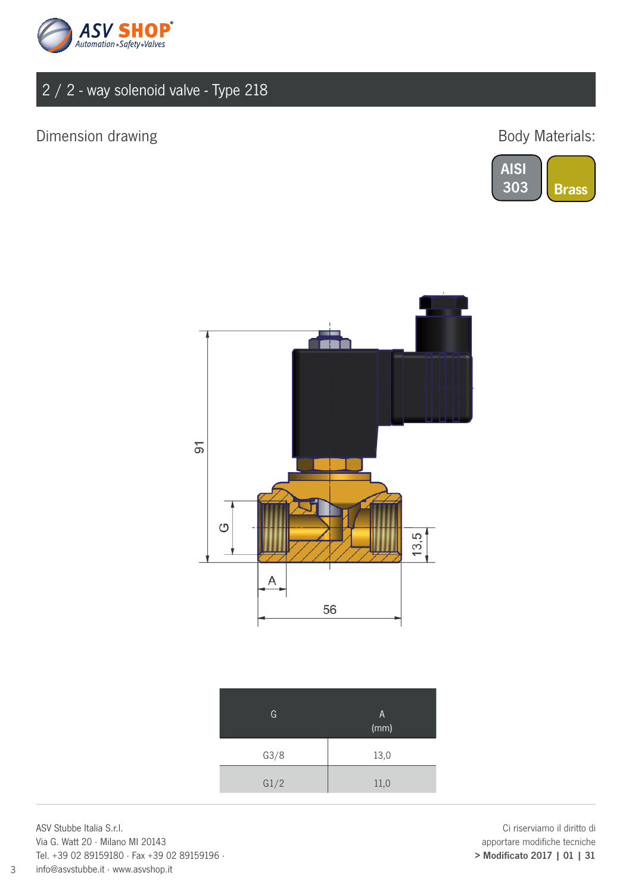## 2 / 2 - way solenoid valve - Type 218

Dimension drawing

Body Materials:

AISI 303

Brass

| G | A (mm) |
|---|---|
| G3/8 | 13,0 |
| G1/2 | 11,0 |

ASV Stubbe Italia S.r.l.
Via G. Watt 20 · Milano MI 20143
Tel. +39 02 89159180 · Fax +39 02 89159196 ·
info@asvstubbe.it · www.asvshop.it

Ci riserviamo il diritto di apportare modifiche tecniche
**> Modificato 2017 | 01 | 31**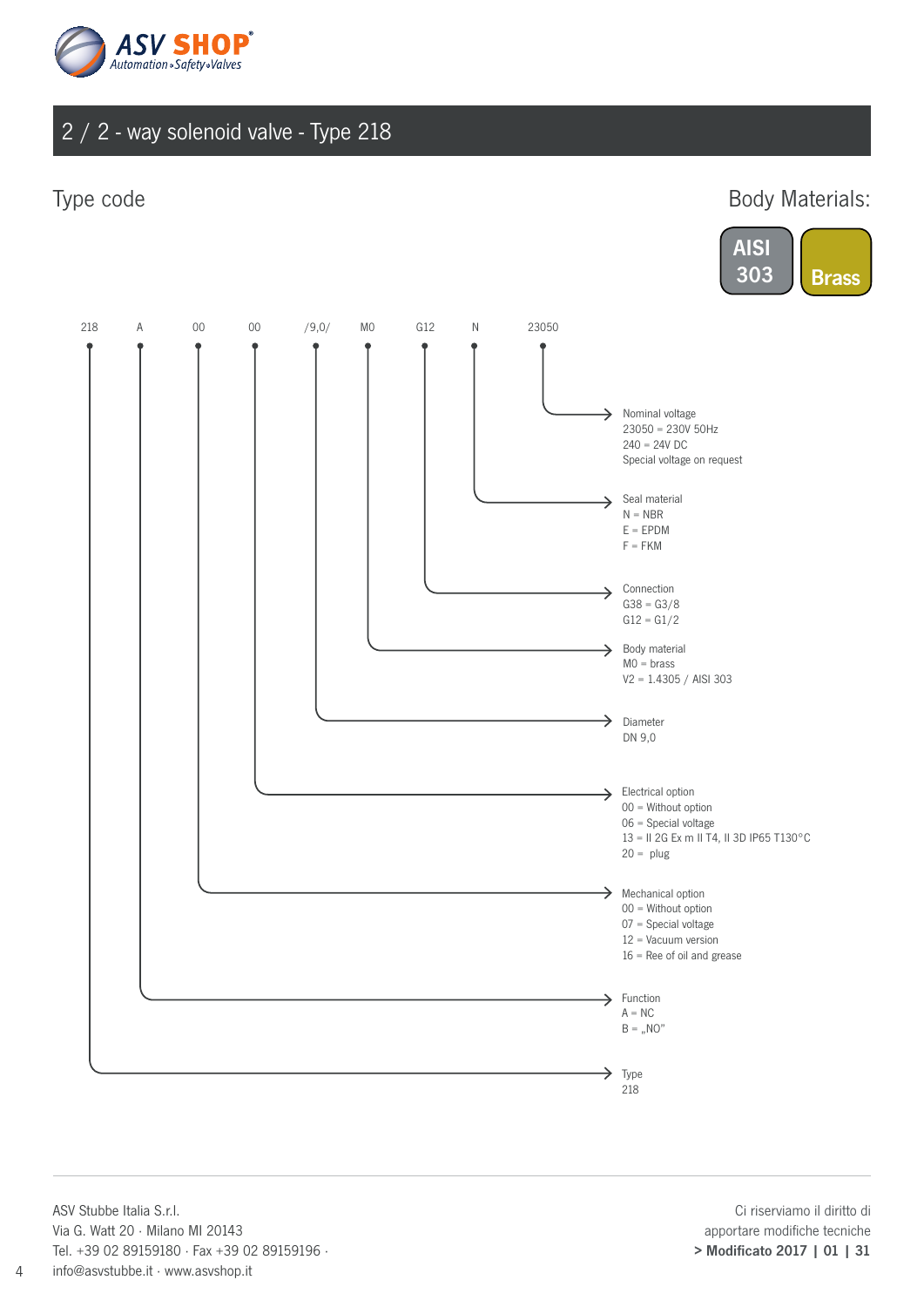## 2 / 2 - way solenoid valve - Type 218

### Type code

Body Materials:

**AISI 303** | **Brass**

218 A 00 00 /9,0/ M0 G12 N 23050

**Nominal voltage**
- 23050 = 230V 50Hz
- 240 = 24V DC
- Special voltage on request

**Seal material**
- N = NBR
- E = EPDM
- F = FKM

**Connection**
- G38 = G3/8
- G12 = G1/2

**Body material**
- M0 = brass
- V2 = 1.4305 / AISI 303

**Diameter**
- DN 9,0

**Electrical option**
- 00 = Without option
- 06 = Special voltage
- 13 = II 2G Ex m II T4, II 3D IP65 T130°C
- 20 = plug

**Mechanical option**
- 00 = Without option
- 07 = Special voltage
- 12 = Vacuum version
- 16 = Ree of oil and grease

**Function**
- A = NC
- B = „NO"

**Type**
- 218

ASV Stubbe Italia S.r.l.
Via G. Watt 20 · Milano MI 20143
Tel. +39 02 89159180 · Fax +39 02 89159196 ·
info@asvstubbe.it · www.asvshop.it

Ci riserviamo il diritto di
apportare modifiche tecniche
**> Modificato 2017 | 01 | 31**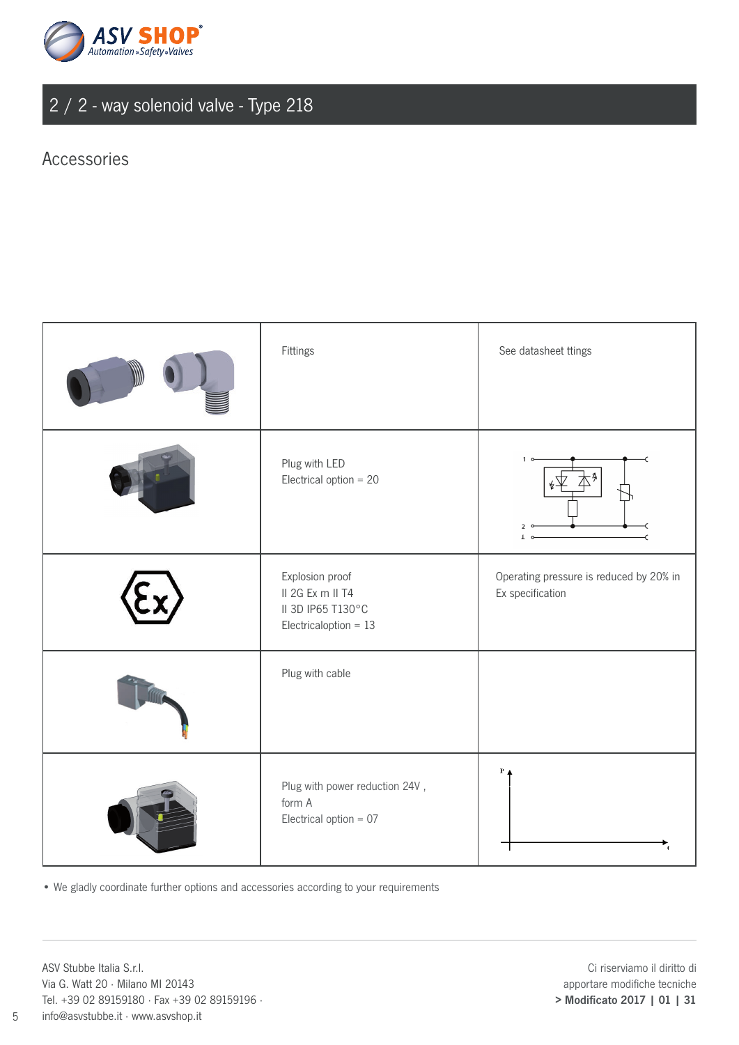## 2 / 2 - way solenoid valve - Type 218

### Accessories

| | | |
|---|---|---|
| | Fittings | See datasheet ttings |
| | Plug with LED<br>Electrical option = 20 | |
| | Explosion proof<br>II 2G Ex m II T4<br>II 3D IP65 T130°C<br>Electricaloption = 13 | Operating pressure is reduced by 20% in Ex specification |
| | Plug with cable | |
| | Plug with power reduction 24V , form A<br>Electrical option = 07 | |

- We gladly coordinate further options and accessories according to your requirements

ASV Stubbe Italia S.r.l.
Via G. Watt 20 · Milano MI 20143
Tel. +39 02 89159180 · Fax +39 02 89159196 ·
info@asvstubbe.it · www.asvshop.it

Ci riserviamo il diritto di apportare modifiche tecniche
**> Modificato 2017 | 01 | 31**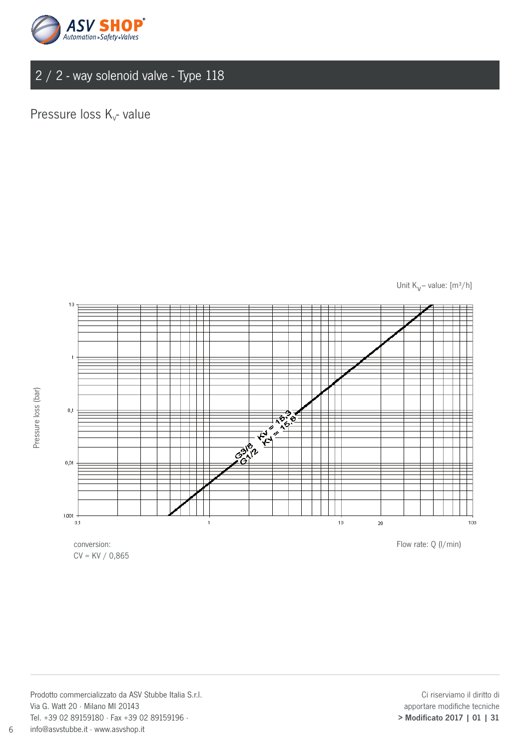# 2 / 2 - way solenoid valve - Type 118

## Pressure loss $K_v$- value

Unit $K_V$– value: [m³/h]

Pressure loss (bar)

10

1

0,1

0,01

0,001

0,1

1

10

20

100

G3/8 Kv = 15,3

G1/2 Kv = 15,6

conversion:
CV = KV / 0,865

Flow rate: Q (l/min)

Prodotto commercializzato da ASV Stubbe Italia S.r.l.
Via G. Watt 20 · Milano MI 20143
Tel. +39 02 89159180 · Fax +39 02 89159196 ·
info@asvstubbe.it · www.asvshop.it

Ci riserviamo il diritto di
apportare modifiche tecniche
**> Modificato 2017 | 01 | 31**